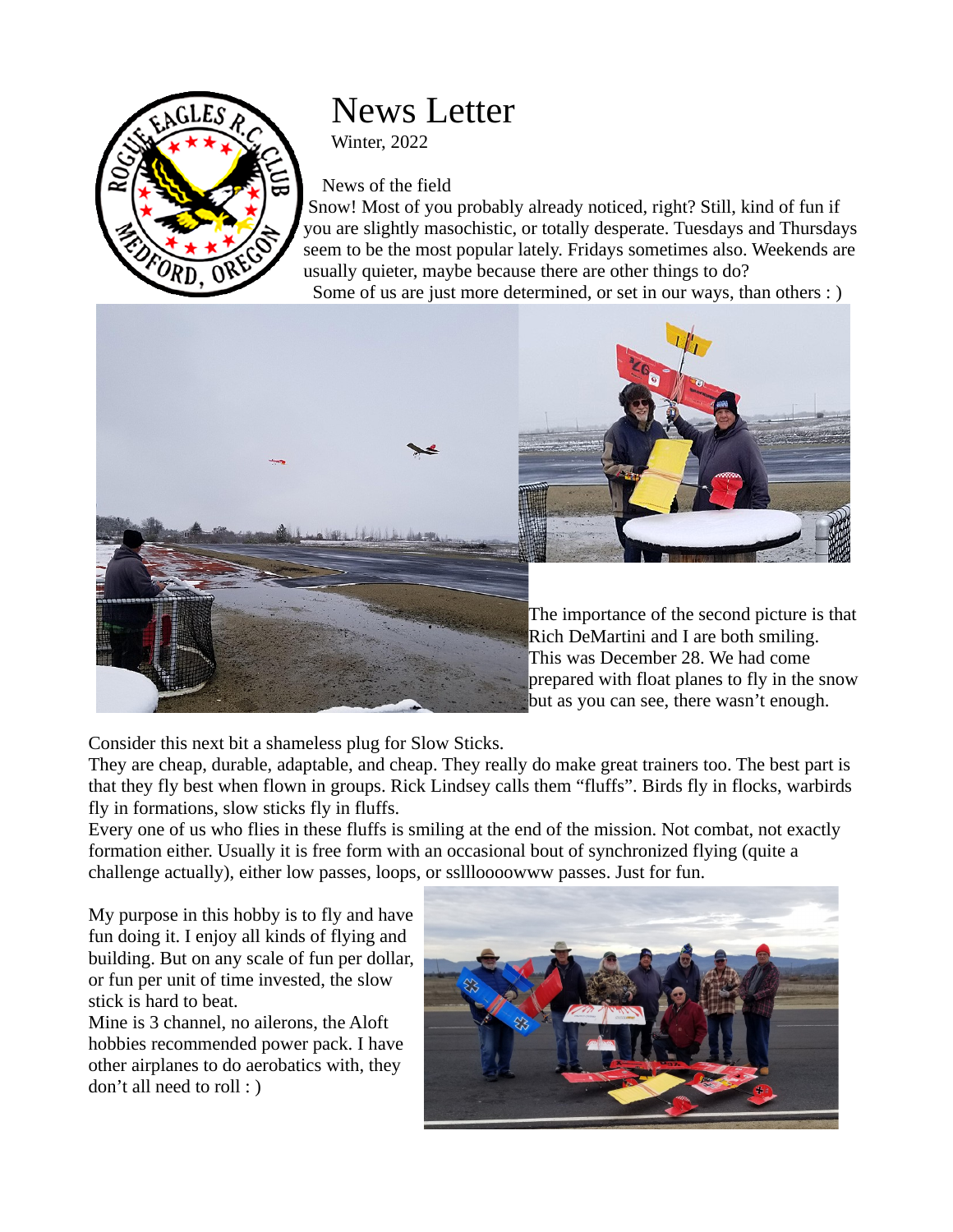# News Letter

Winter, 2022

## News of the field

Snow! Most of you probably already noticed, right? Still, kind of fun if you are slightly masochistic, or totally desperate. Tuesdays and Thursdays seem to be the most popular lately. Fridays sometimes also. Weekends are usually quieter, maybe because there are other things to do?

Some of us are just more determined, or set in our ways, than others : )

The importance of the second picture is that Rich DeMartini and I are both smiling. This was December 28. We had come prepared with float planes to fly in the snow but as you can see, there wasn't enough.

Consider this next bit a shameless plug for Slow Sticks.

They are cheap, durable, adaptable, and cheap. They really do make great trainers too. The best part is that they fly best when flown in groups. Rick Lindsey calls them "fluffs". Birds fly in flocks, warbirds fly in formations, slow sticks fly in fluffs.

Every one of us who flies in these fluffs is smiling at the end of the mission. Not combat, not exactly formation either. Usually it is free form with an occasional bout of synchronized flying (quite a challenge actually), either low passes, loops, or sslllooooowww passes. Just for fun.

My purpose in this hobby is to fly and have fun doing it. I enjoy all kinds of flying and building. But on any scale of fun per dollar, or fun per unit of time invested, the slow stick is hard to beat.

Mine is 3 channel, no ailerons, the Aloft hobbies recommended power pack. I have other airplanes to do aerobatics with, they don't all need to roll : )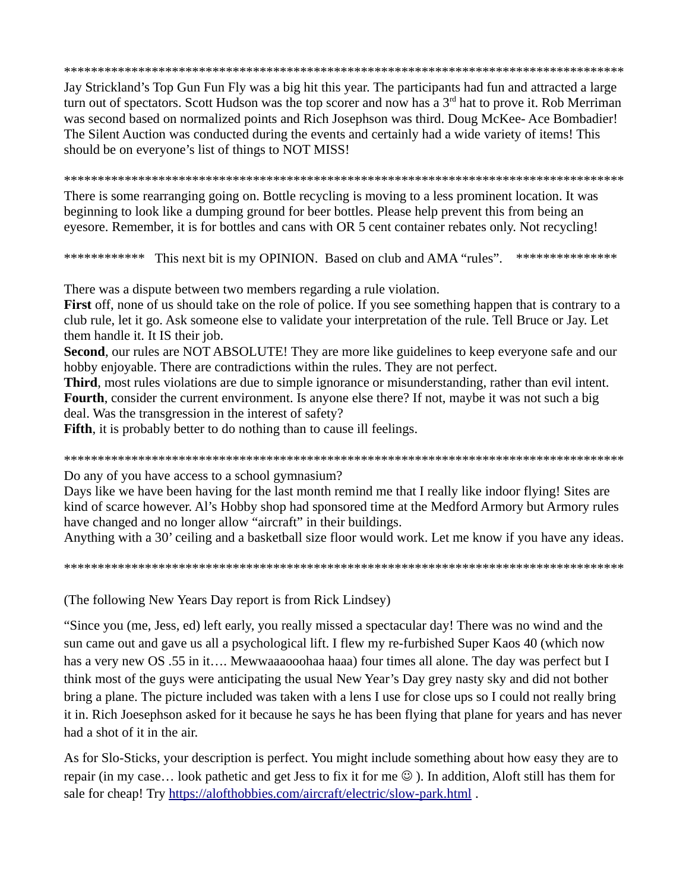*****************************************************************************************

Jay Strickland's Top Gun Fun Fly was a big hit this year. The participants had fun and attracted a large turn out of spectators. Scott Hudson was the top scorer and now has a 3rd hat to prove it. Rob Merriman was second based on normalized points and Rich Josephson was third. Doug McKee- Ace Bombadier! The Silent Auction was conducted during the events and certainly had a wide variety of items! This should be on everyone's list of things to NOT MISS!

*****************************************************************************************

There is some rearranging going on. Bottle recycling is moving to a less prominent location. It was beginning to look like a dumping ground for beer bottles. Please help prevent this from being an eyesore. Remember, it is for bottles and cans with OR 5 cent container rebates only. Not recycling!

************ This next bit is my OPINION. Based on club and AMA "rules". ***************

There was a dispute between two members regarding a rule violation.

**First** off, none of us should take on the role of police. If you see something happen that is contrary to a club rule, let it go. Ask someone else to validate your interpretation of the rule. Tell Bruce or Jay. Let them handle it. It IS their job.

**Second**, our rules are NOT ABSOLUTE! They are more like guidelines to keep everyone safe and our hobby enjoyable. There are contradictions within the rules. They are not perfect.

**Third**, most rules violations are due to simple ignorance or misunderstanding, rather than evil intent.

**Fourth**, consider the current environment. Is anyone else there? If not, maybe it was not such a big deal. Was the transgression in the interest of safety?

**Fifth**, it is probably better to do nothing than to cause ill feelings.

*****************************************************************************************

Do any of you have access to a school gymnasium?

Days like we have been having for the last month remind me that I really like indoor flying! Sites are kind of scarce however. Al's Hobby shop had sponsored time at the Medford Armory but Armory rules have changed and no longer allow "aircraft" in their buildings.

Anything with a 30' ceiling and a basketball size floor would work. Let me know if you have any ideas.

*****************************************************************************************

(The following New Years Day report is from Rick Lindsey)

"Since you (me, Jess, ed) left early, you really missed a spectacular day! There was no wind and the sun came out and gave us all a psychological lift. I flew my re-furbished Super Kaos 40 (which now has a very new OS .55 in it…. Mewwaaaooohaa haaa) four times all alone. The day was perfect but I think most of the guys were anticipating the usual New Year's Day grey nasty sky and did not bother bring a plane. The picture included was taken with a lens I use for close ups so I could not really bring it in. Rich Joesephson asked for it because he says he has been flying that plane for years and has never had a shot of it in the air.

As for Slo-Sticks, your description is perfect. You might include something about how easy they are to repair (in my case… look pathetic and get Jess to fix it for me ☺ ). In addition, Aloft still has them for sale for cheap! Try [https://alofthobbies.com/aircraft/electric/slow-park.html](https://alofthobbies.com/aircraft/electric/slow-park.html) .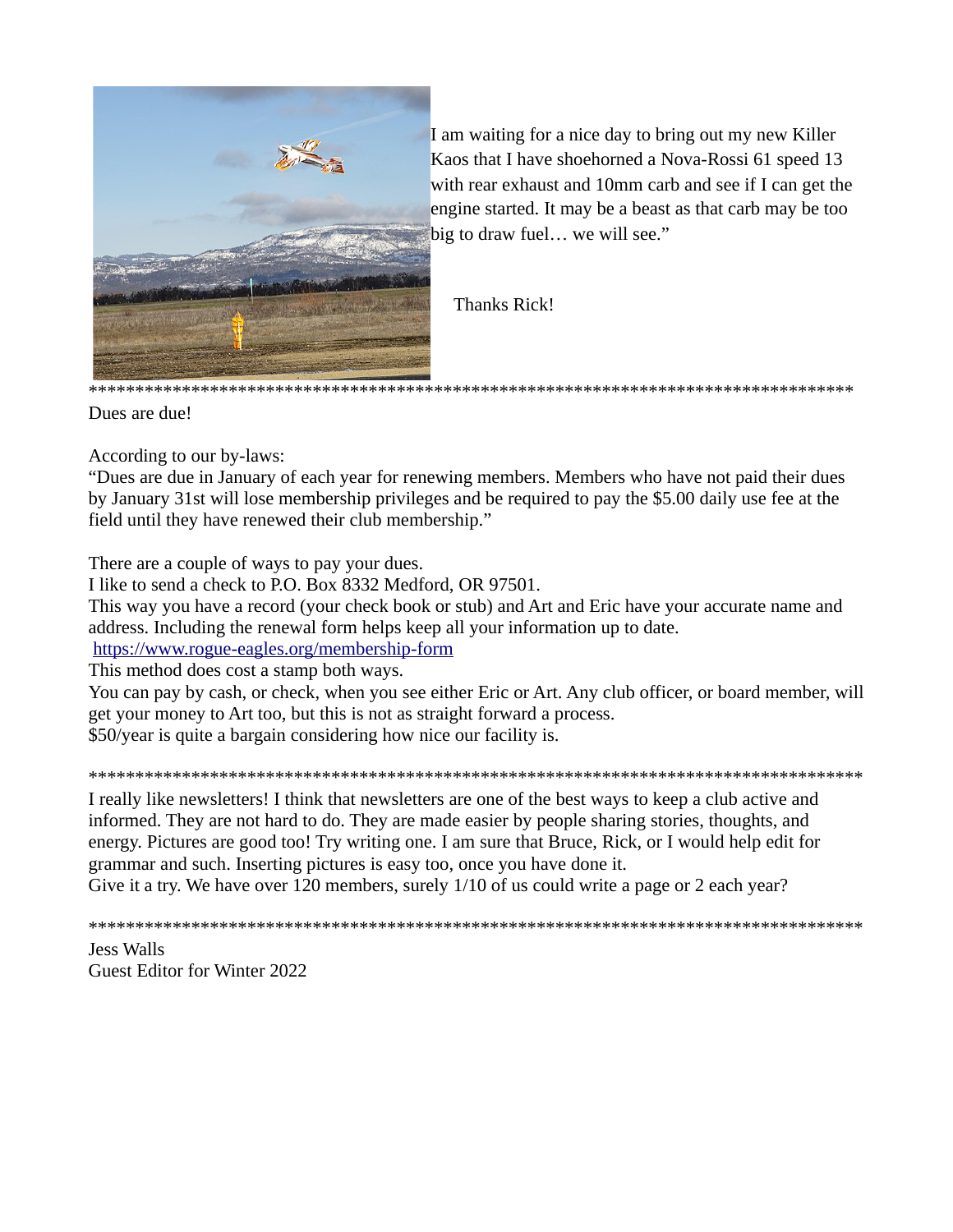I am waiting for a nice day to bring out my new Killer Kaos that I have shoehorned a Nova-Rossi 61 speed 13 with rear exhaust and 10mm carb and see if I can get the engine started. It may be a beast as that carb may be too big to draw fuel… we will see."

Thanks Rick!

*************************************************************************************

Dues are due!

According to our by-laws:
"Dues are due in January of each year for renewing members. Members who have not paid their dues by January 31st will lose membership privileges and be required to pay the $5.00 daily use fee at the field until they have renewed their club membership."

There are a couple of ways to pay your dues.
I like to send a check to P.O. Box 8332 Medford, OR 97501.
This way you have a record (your check book or stub) and Art and Eric have your accurate name and address. Including the renewal form helps keep all your information up to date.
https://www.rogue-eagles.org/membership-form
This method does cost a stamp both ways.
You can pay by cash, or check, when you see either Eric or Art. Any club officer, or board member, will get your money to Art too, but this is not as straight forward a process.
$50/year is quite a bargain considering how nice our facility is.

*************************************************************************************

I really like newsletters! I think that newsletters are one of the best ways to keep a club active and informed. They are not hard to do. They are made easier by people sharing stories, thoughts, and energy. Pictures are good too! Try writing one. I am sure that Bruce, Rick, or I would help edit for grammar and such. Inserting pictures is easy too, once you have done it.
Give it a try. We have over 120 members, surely 1/10 of us could write a page or 2 each year?

*************************************************************************************

Jess Walls
Guest Editor for Winter 2022